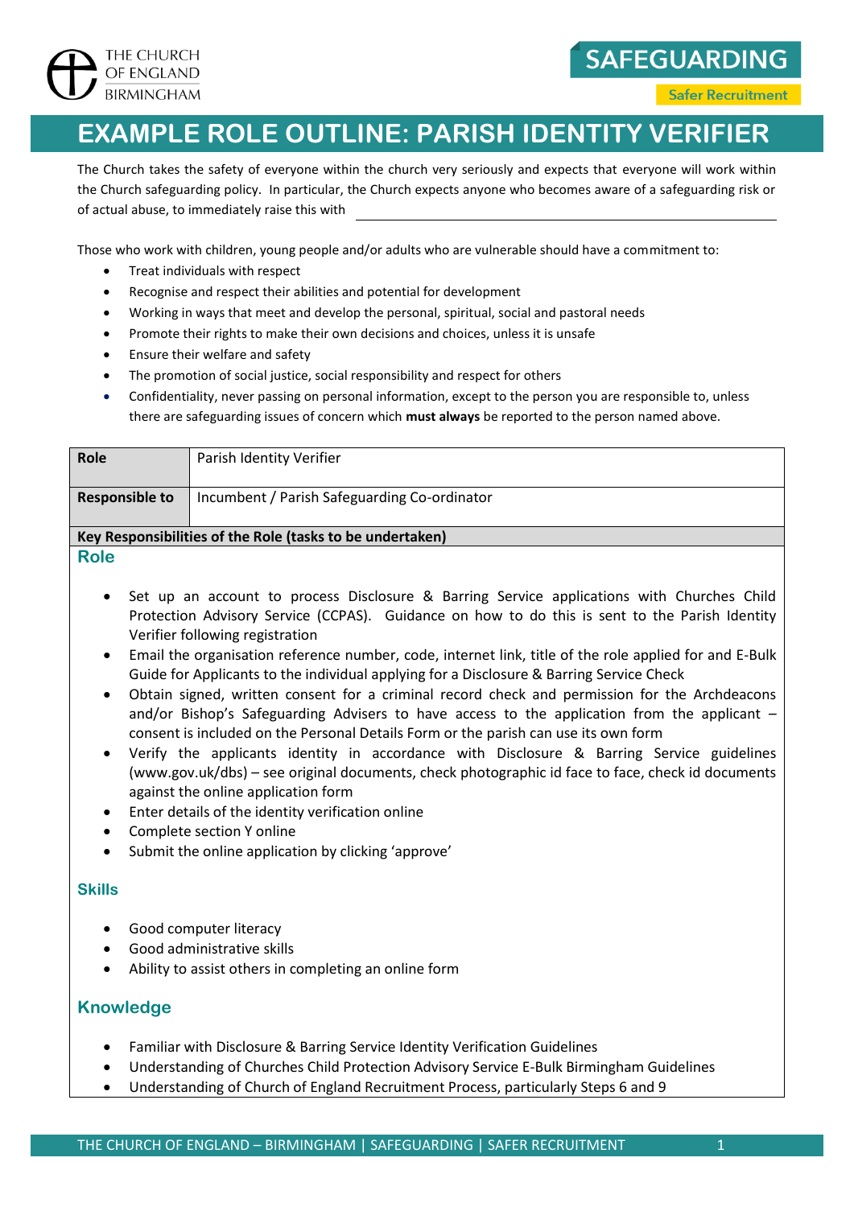THE CHURCH OF ENGLAND BIRMINGHAM

SAFEGUARDING

Safer Recruitment

# EXAMPLE ROLE OUTLINE: PARISH IDENTITY VERIFIER

The Church takes the safety of everyone within the church very seriously and expects that everyone will work within the Church safeguarding policy. In particular, the Church expects anyone who becomes aware of a safeguarding risk or of actual abuse, to immediately raise this with \_\_\_\_\_\_\_\_\_\_\_\_\_\_\_\_\_\_\_\_\_\_\_\_\_\_\_\_

Those who work with children, young people and/or adults who are vulnerable should have a commitment to:

- Treat individuals with respect
- Recognise and respect their abilities and potential for development
- Working in ways that meet and develop the personal, spiritual, social and pastoral needs
- Promote their rights to make their own decisions and choices, unless it is unsafe
- Ensure their welfare and safety
- The promotion of social justice, social responsibility and respect for others
- Confidentiality, never passing on personal information, except to the person you are responsible to, unless there are safeguarding issues of concern which **must always** be reported to the person named above.

| | |
|---|---|
| **Role** | Parish Identity Verifier |
| **Responsible to** | Incumbent / Parish Safeguarding Co-ordinator |

**Key Responsibilities of the Role (tasks to be undertaken)**

## Role

- Set up an account to process Disclosure & Barring Service applications with Churches Child Protection Advisory Service (CCPAS). Guidance on how to do this is sent to the Parish Identity Verifier following registration
- Email the organisation reference number, code, internet link, title of the role applied for and E-Bulk Guide for Applicants to the individual applying for a Disclosure & Barring Service Check
- Obtain signed, written consent for a criminal record check and permission for the Archdeacons and/or Bishop's Safeguarding Advisers to have access to the application from the applicant – consent is included on the Personal Details Form or the parish can use its own form
- Verify the applicants identity in accordance with Disclosure & Barring Service guidelines (www.gov.uk/dbs) – see original documents, check photographic id face to face, check id documents against the online application form
- Enter details of the identity verification online
- Complete section Y online
- Submit the online application by clicking 'approve'

## Skills

- Good computer literacy
- Good administrative skills
- Ability to assist others in completing an online form

## Knowledge

- Familiar with Disclosure & Barring Service Identity Verification Guidelines
- Understanding of Churches Child Protection Advisory Service E-Bulk Birmingham Guidelines
- Understanding of Church of England Recruitment Process, particularly Steps 6 and 9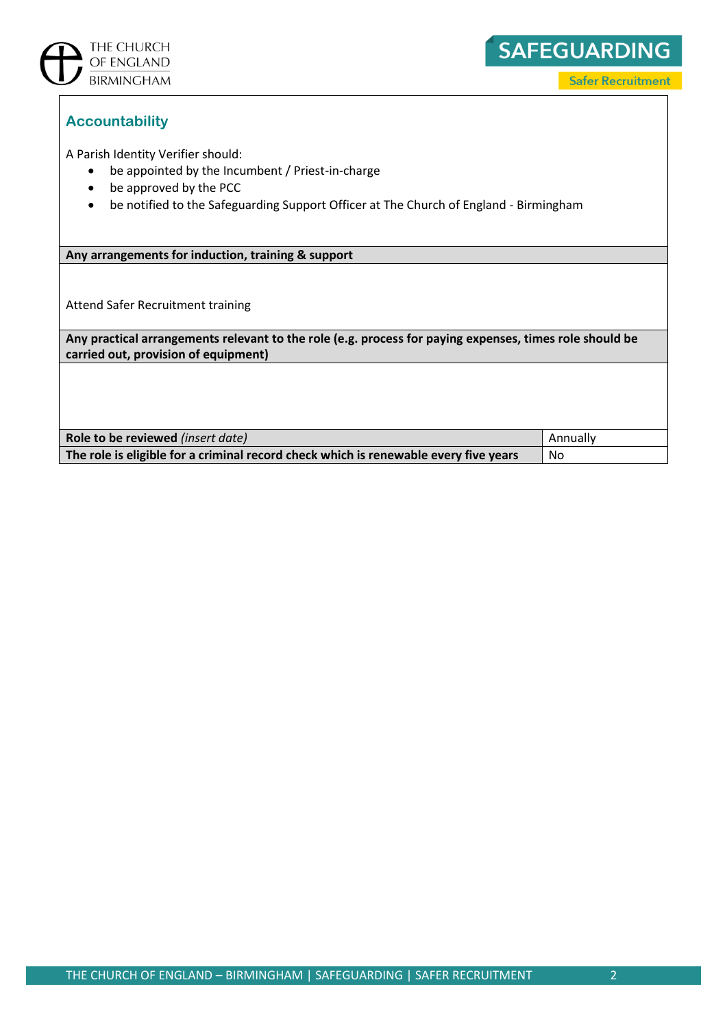## Accountability

A Parish Identity Verifier should:

- be appointed by the Incumbent / Priest-in-charge
- be approved by the PCC
- be notified to the Safeguarding Support Officer at The Church of England - Birmingham

**Any arrangements for induction, training & support**

Attend Safer Recruitment training

**Any practical arrangements relevant to the role (e.g. process for paying expenses, times role should be carried out, provision of equipment)**

| | |
|---|---|
| **Role to be reviewed** *(insert date)* | Annually |
| **The role is eligible for a criminal record check which is renewable every five years** | No |